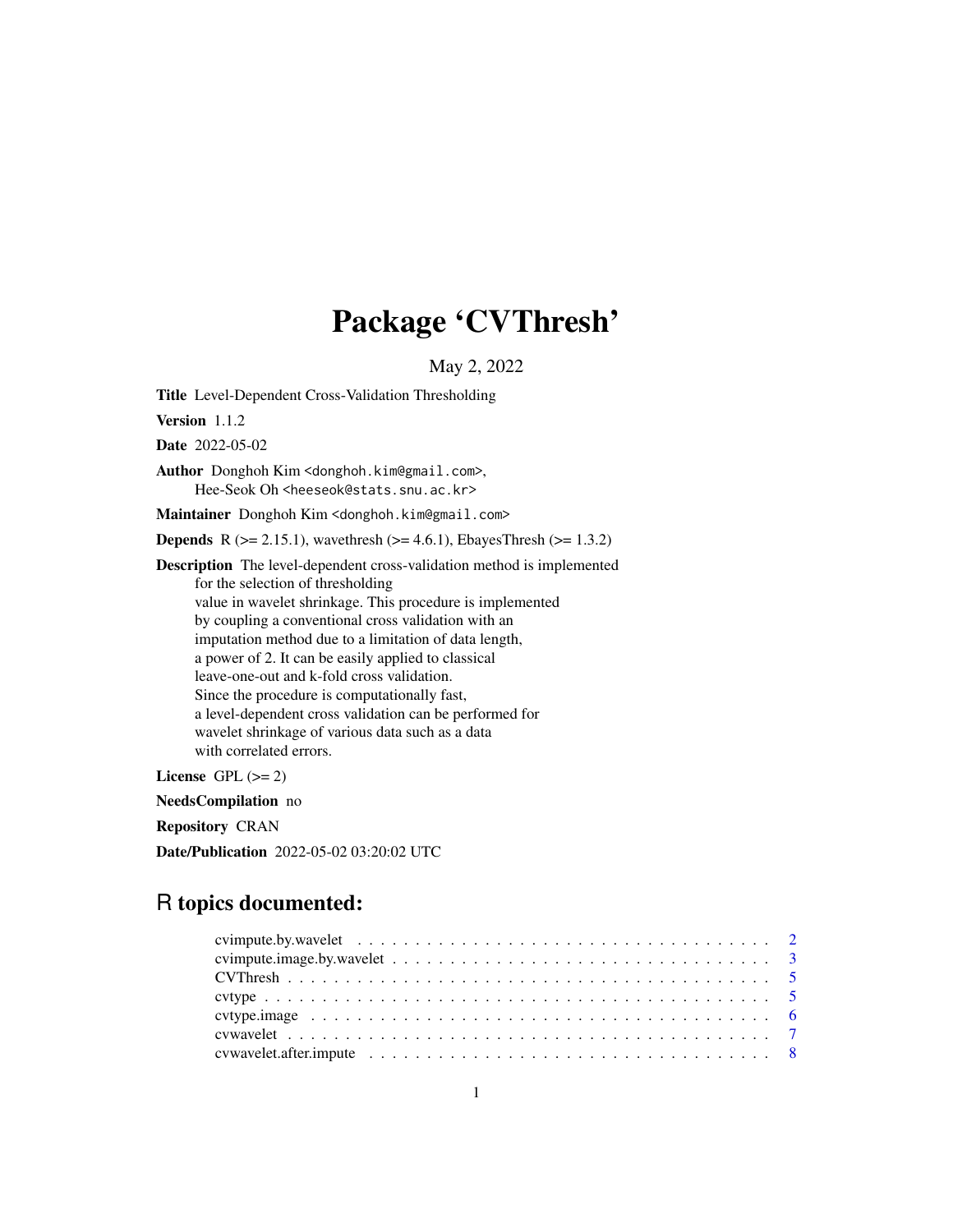# Package 'CVThresh'

May 2, 2022

**Title** Level-Dependent Cross-Validation Thresholding

**Version** 1.1.2

**Date** 2022-05-02

**Author** Donghoh Kim <donghoh.kim@gmail.com>,
Hee-Seok Oh <heeseok@stats.snu.ac.kr>

**Maintainer** Donghoh Kim <donghoh.kim@gmail.com>

**Depends** R (>= 2.15.1), wavethresh (>= 4.6.1), EbayesThresh (>= 1.3.2)

**Description** The level-dependent cross-validation method is implemented for the selection of thresholding value in wavelet shrinkage. This procedure is implemented by coupling a conventional cross validation with an imputation method due to a limitation of data length, a power of 2. It can be easily applied to classical leave-one-out and k-fold cross validation. Since the procedure is computationally fast, a level-dependent cross validation can be performed for wavelet shrinkage of various data such as a data with correlated errors.

**License** GPL (>= 2)

**NeedsCompilation** no

**Repository** CRAN

**Date/Publication** 2022-05-02 03:20:02 UTC

## R topics documented:

- cvimpute.by.wavelet . . . . . . . . . . . . . . . . . . . . . . . . . . . . . . . . . . . . . . 2
- cvimpute.image.by.wavelet . . . . . . . . . . . . . . . . . . . . . . . . . . . . . . . . . . . 3
- CVThresh . . . . . . . . . . . . . . . . . . . . . . . . . . . . . . . . . . . . . . . . . . . . 5
- cvtype . . . . . . . . . . . . . . . . . . . . . . . . . . . . . . . . . . . . . . . . . . . . . . 5
- cvtype.image . . . . . . . . . . . . . . . . . . . . . . . . . . . . . . . . . . . . . . . . . . 6
- cvwavelet . . . . . . . . . . . . . . . . . . . . . . . . . . . . . . . . . . . . . . . . . . . . 7
- cvwavelet.after.impute . . . . . . . . . . . . . . . . . . . . . . . . . . . . . . . . . . . . . 8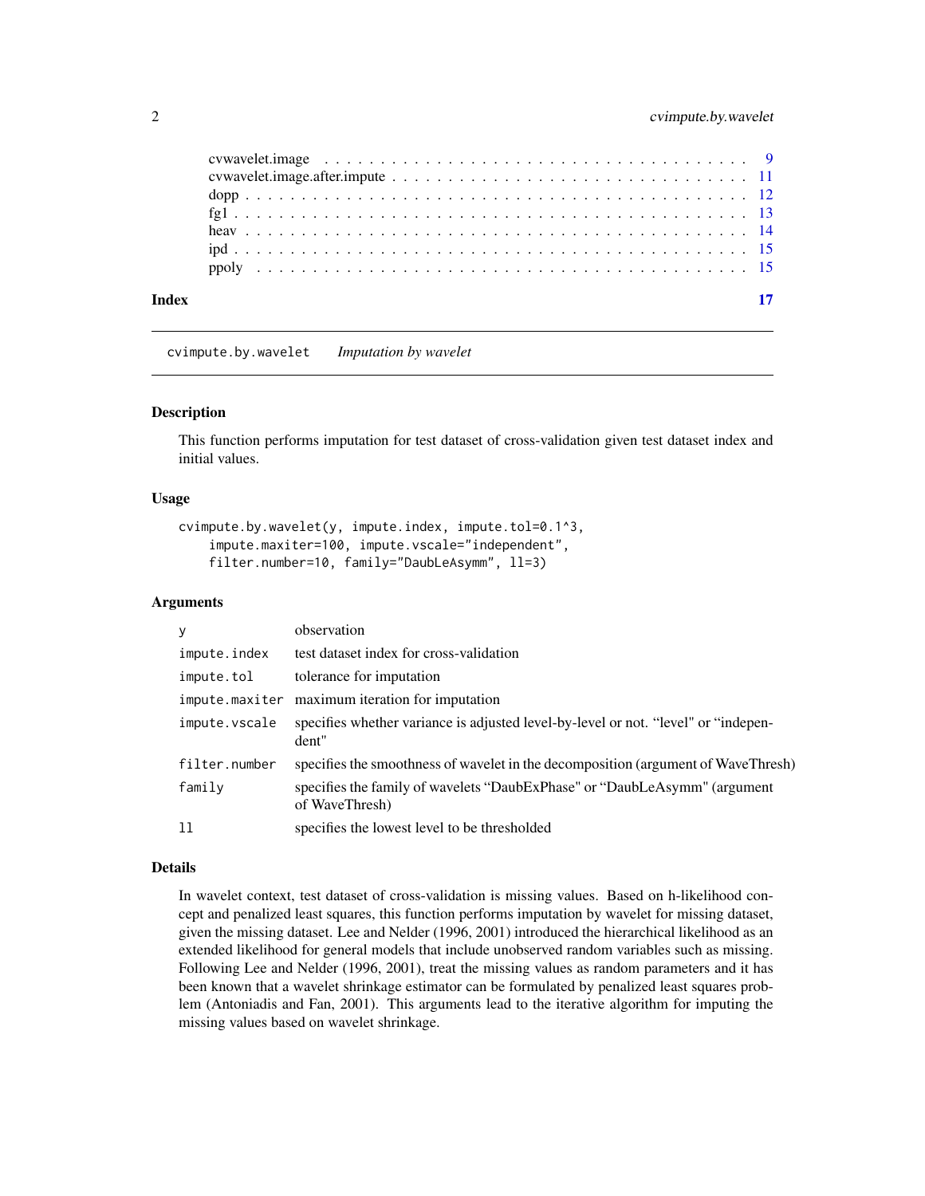| | |
|---|---|
| cvwavelet.image | 9 |
| cvwavelet.image.after.impute | 11 |
| dopp | 12 |
| fg1 | 13 |
| heav | 14 |
| ipd | 15 |
| ppoly | 15 |

**Index** **17**

---

`cvimpute.by.wavelet` *Imputation by wavelet*

---

## Description

This function performs imputation for test dataset of cross-validation given test dataset index and initial values.

## Usage

```
cvimpute.by.wavelet(y, impute.index, impute.tol=0.1^3,
    impute.maxiter=100, impute.vscale="independent",
    filter.number=10, family="DaubLeAsymm", ll=3)
```

## Arguments

| | |
|---|---|
| `y` | observation |
| `impute.index` | test dataset index for cross-validation |
| `impute.tol` | tolerance for imputation |
| `impute.maxiter` | maximum iteration for imputation |
| `impute.vscale` | specifies whether variance is adjusted level-by-level or not. "level" or "independent" |
| `filter.number` | specifies the smoothness of wavelet in the decomposition (argument of WaveThresh) |
| `family` | specifies the family of wavelets "DaubExPhase" or "DaubLeAsymm" (argument of WaveThresh) |
| `ll` | specifies the lowest level to be thresholded |

## Details

In wavelet context, test dataset of cross-validation is missing values. Based on h-likelihood concept and penalized least squares, this function performs imputation by wavelet for missing dataset, given the missing dataset. Lee and Nelder (1996, 2001) introduced the hierarchical likelihood as an extended likelihood for general models that include unobserved random variables such as missing. Following Lee and Nelder (1996, 2001), treat the missing values as random parameters and it has been known that a wavelet shrinkage estimator can be formulated by penalized least squares problem (Antoniadis and Fan, 2001). This arguments lead to the iterative algorithm for imputing the missing values based on wavelet shrinkage.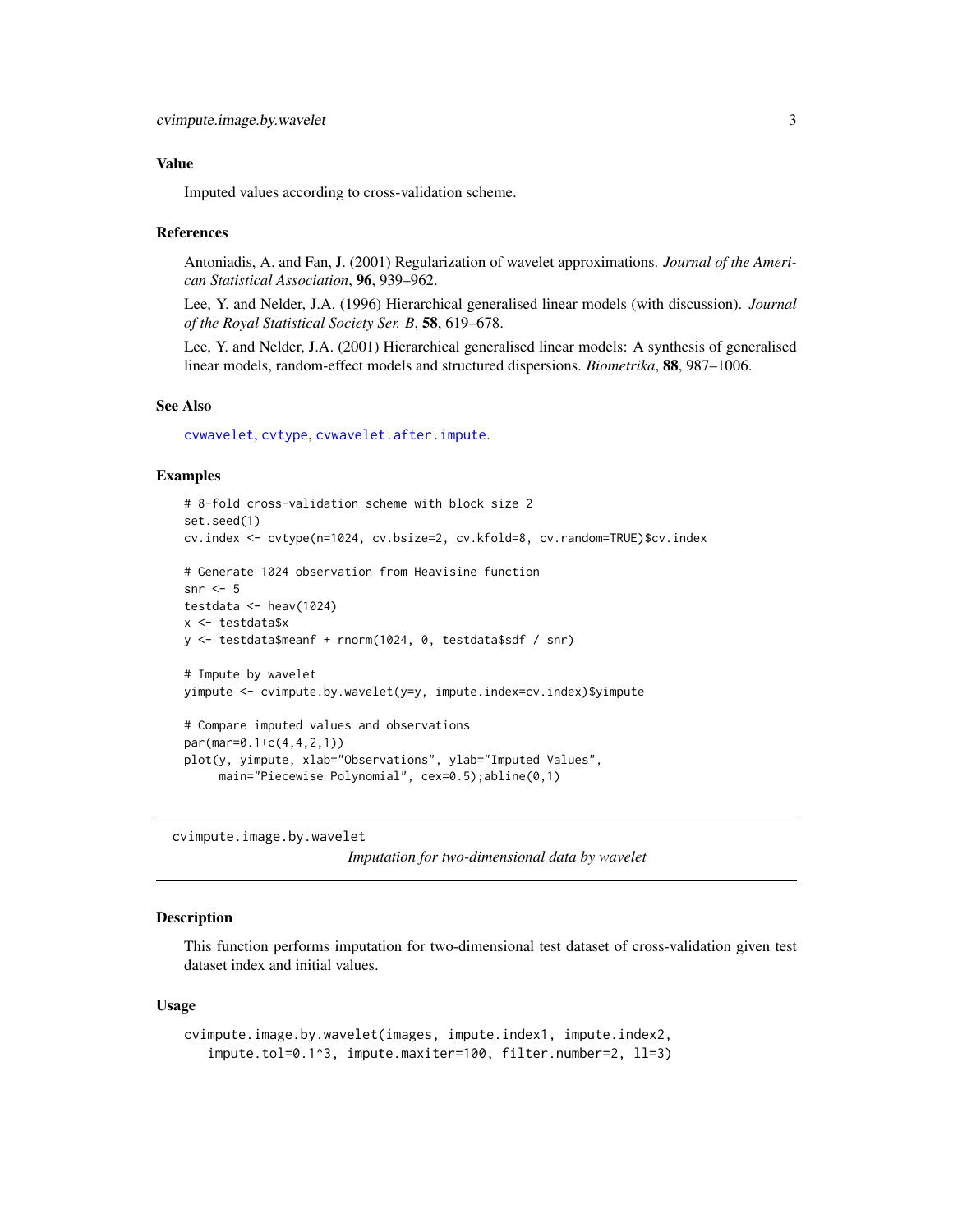## Value

Imputed values according to cross-validation scheme.

## References

Antoniadis, A. and Fan, J. (2001) Regularization of wavelet approximations. *Journal of the American Statistical Association*, **96**, 939–962.

Lee, Y. and Nelder, J.A. (1996) Hierarchical generalised linear models (with discussion). *Journal of the Royal Statistical Society Ser. B*, **58**, 619–678.

Lee, Y. and Nelder, J.A. (2001) Hierarchical generalised linear models: A synthesis of generalised linear models, random-effect models and structured dispersions. *Biometrika*, **88**, 987–1006.

## See Also

`cvwavelet`, `cvtype`, `cvwavelet.after.impute`.

## Examples

```
# 8-fold cross-validation scheme with block size 2
set.seed(1)
cv.index <- cvtype(n=1024, cv.bsize=2, cv.kfold=8, cv.random=TRUE)$cv.index

# Generate 1024 observation from Heavisine function
snr <- 5
testdata <- heav(1024)
x <- testdata$x
y <- testdata$meanf + rnorm(1024, 0, testdata$sdf / snr)

# Impute by wavelet
yimpute <- cvimpute.by.wavelet(y=y, impute.index=cv.index)$yimpute

# Compare imputed values and observations
par(mar=0.1+c(4,4,2,1))
plot(y, yimpute, xlab="Observations", ylab="Imputed Values",
     main="Piecewise Polynomial", cex=0.5);abline(0,1)
```

---

# cvimpute.image.by.wavelet

*Imputation for two-dimensional data by wavelet*

## Description

This function performs imputation for two-dimensional test dataset of cross-validation given test dataset index and initial values.

## Usage

```
cvimpute.image.by.wavelet(images, impute.index1, impute.index2,
   impute.tol=0.1^3, impute.maxiter=100, filter.number=2, ll=3)
```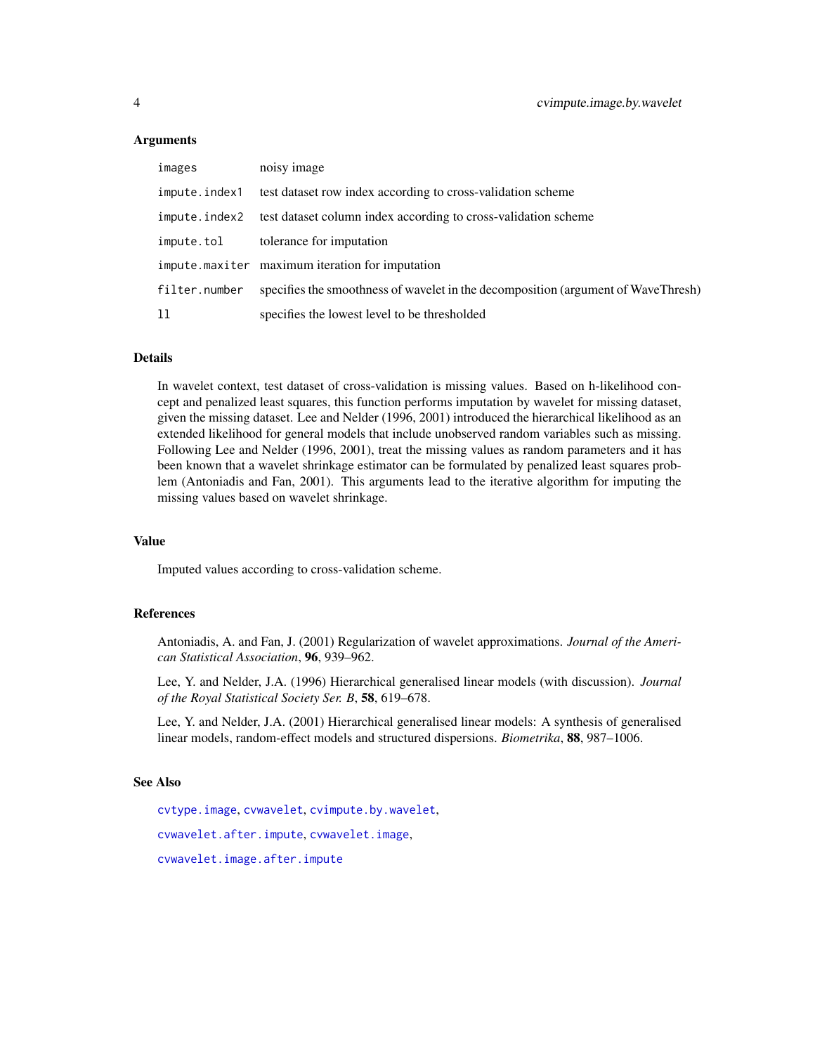## Arguments

| | |
|---|---|
| `images` | noisy image |
| `impute.index1` | test dataset row index according to cross-validation scheme |
| `impute.index2` | test dataset column index according to cross-validation scheme |
| `impute.tol` | tolerance for imputation |
| `impute.maxiter` | maximum iteration for imputation |
| `filter.number` | specifies the smoothness of wavelet in the decomposition (argument of WaveThresh) |
| `ll` | specifies the lowest level to be thresholded |

## Details

In wavelet context, test dataset of cross-validation is missing values. Based on h-likelihood concept and penalized least squares, this function performs imputation by wavelet for missing dataset, given the missing dataset. Lee and Nelder (1996, 2001) introduced the hierarchical likelihood as an extended likelihood for general models that include unobserved random variables such as missing. Following Lee and Nelder (1996, 2001), treat the missing values as random parameters and it has been known that a wavelet shrinkage estimator can be formulated by penalized least squares problem (Antoniadis and Fan, 2001). This arguments lead to the iterative algorithm for imputing the missing values based on wavelet shrinkage.

## Value

Imputed values according to cross-validation scheme.

## References

Antoniadis, A. and Fan, J. (2001) Regularization of wavelet approximations. *Journal of the American Statistical Association*, **96**, 939–962.

Lee, Y. and Nelder, J.A. (1996) Hierarchical generalised linear models (with discussion). *Journal of the Royal Statistical Society Ser. B*, **58**, 619–678.

Lee, Y. and Nelder, J.A. (2001) Hierarchical generalised linear models: A synthesis of generalised linear models, random-effect models and structured dispersions. *Biometrika*, **88**, 987–1006.

## See Also

`cvtype.image`, `cvwavelet`, `cvimpute.by.wavelet`,

`cvwavelet.after.impute`, `cvwavelet.image`,

`cvwavelet.image.after.impute`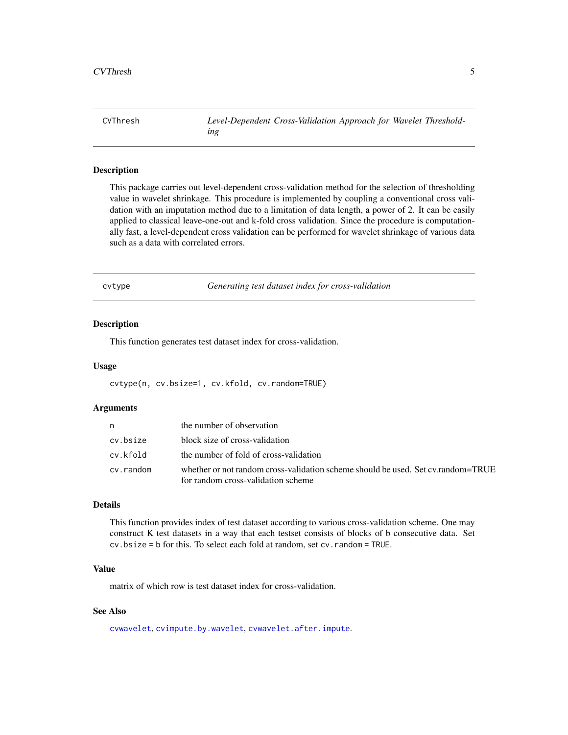## CVThresh — *Level-Dependent Cross-Validation Approach for Wavelet Thresholding*

### Description

This package carries out level-dependent cross-validation method for the selection of thresholding value in wavelet shrinkage. This procedure is implemented by coupling a conventional cross validation with an imputation method due to a limitation of data length, a power of 2. It can be easily applied to classical leave-one-out and k-fold cross validation. Since the procedure is computationally fast, a level-dependent cross validation can be performed for wavelet shrinkage of various data such as a data with correlated errors.

## cvtype — *Generating test dataset index for cross-validation*

### Description

This function generates test dataset index for cross-validation.

### Usage

```
cvtype(n, cv.bsize=1, cv.kfold, cv.random=TRUE)
```

### Arguments

| | |
|---|---|
| n | the number of observation |
| cv.bsize | block size of cross-validation |
| cv.kfold | the number of fold of cross-validation |
| cv.random | whether or not random cross-validation scheme should be used. Set cv.random=TRUE for random cross-validation scheme |

### Details

This function provides index of test dataset according to various cross-validation scheme. One may construct K test datasets in a way that each testset consists of blocks of b consecutive data. Set `cv.bsize = b` for this. To select each fold at random, set `cv.random = TRUE`.

### Value

matrix of which row is test dataset index for cross-validation.

### See Also

`cvwavelet`, `cvimpute.by.wavelet`, `cvwavelet.after.impute`.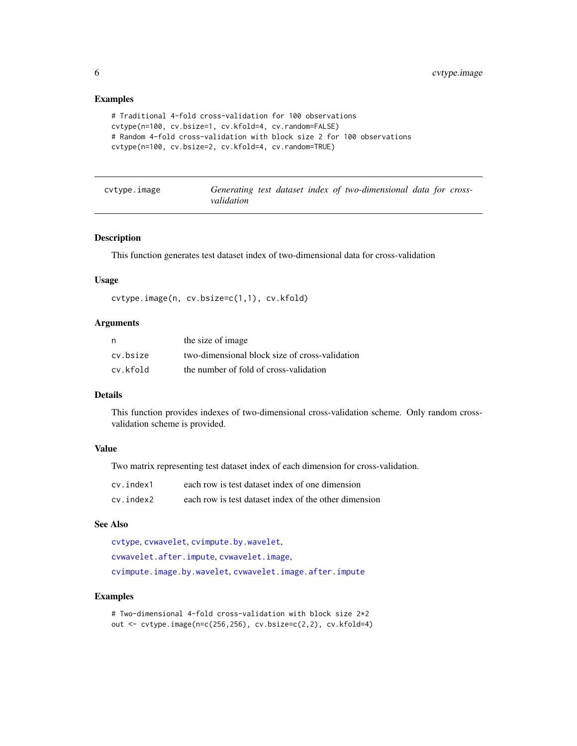## Examples

```
# Traditional 4-fold cross-validation for 100 observations
cvtype(n=100, cv.bsize=1, cv.kfold=4, cv.random=FALSE)
# Random 4-fold cross-validation with block size 2 for 100 observations
cvtype(n=100, cv.bsize=2, cv.kfold=4, cv.random=TRUE)
```

---

| cvtype.image | *Generating test dataset index of two-dimensional data for cross-validation* |
|---|---|

---

## Description

This function generates test dataset index of two-dimensional data for cross-validation

## Usage

```
cvtype.image(n, cv.bsize=c(1,1), cv.kfold)
```

## Arguments

| | |
|---|---|
| n | the size of image |
| cv.bsize | two-dimensional block size of cross-validation |
| cv.kfold | the number of fold of cross-validation |

## Details

This function provides indexes of two-dimensional cross-validation scheme. Only random cross-validation scheme is provided.

## Value

Two matrix representing test dataset index of each dimension for cross-validation.

| | |
|---|---|
| cv.index1 | each row is test dataset index of one dimension |
| cv.index2 | each row is test dataset index of the other dimension |

## See Also

cvtype, cvwavelet, cvimpute.by.wavelet,
cvwavelet.after.impute, cvwavelet.image,
cvimpute.image.by.wavelet, cvwavelet.image.after.impute

## Examples

```
# Two-dimensional 4-fold cross-validation with block size 2*2
out <- cvtype.image(n=c(256,256), cv.bsize=c(2,2), cv.kfold=4)
```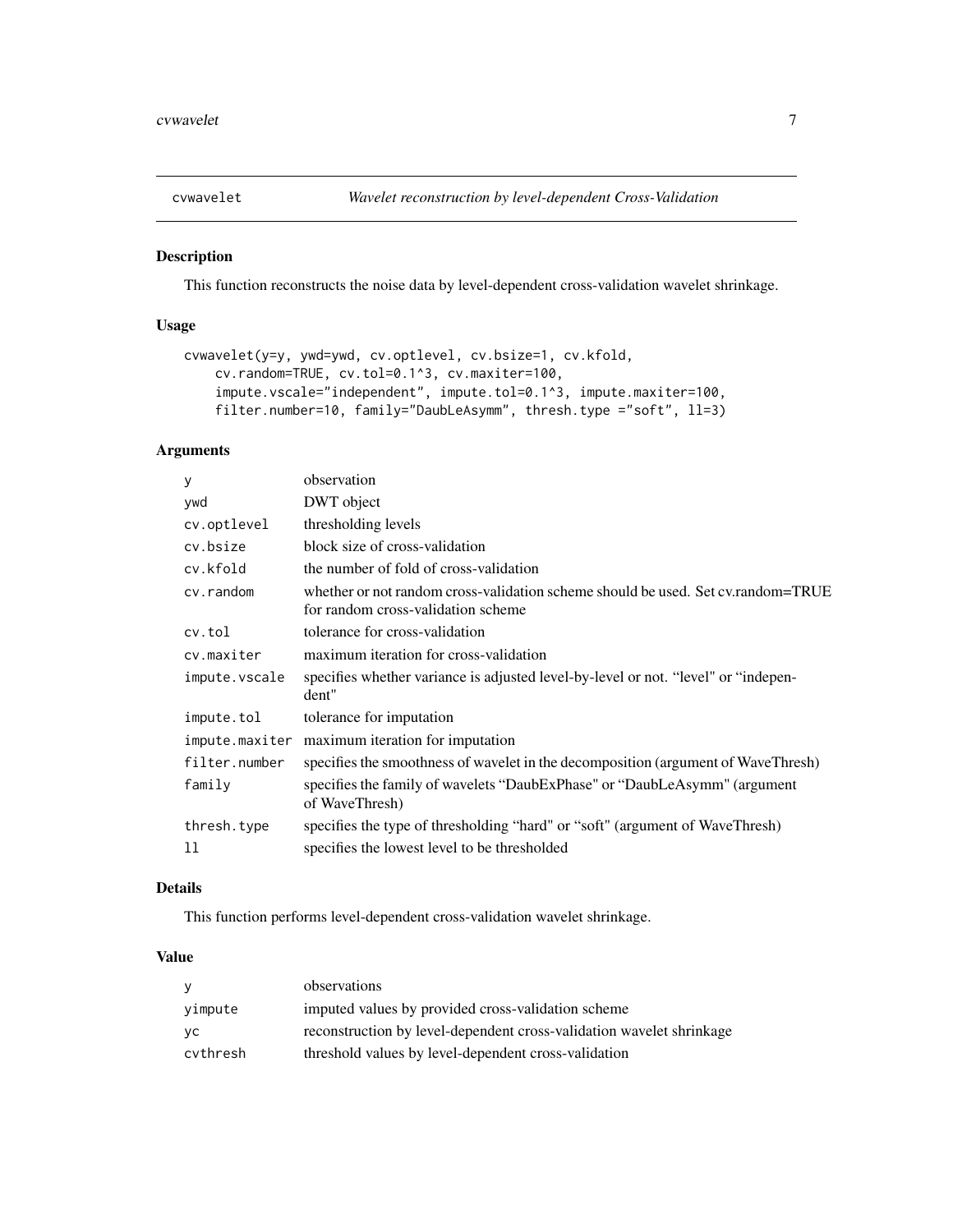## cvwavelet — *Wavelet reconstruction by level-dependent Cross-Validation*

### Description

This function reconstructs the noise data by level-dependent cross-validation wavelet shrinkage.

### Usage

```
cvwavelet(y=y, ywd=ywd, cv.optlevel, cv.bsize=1, cv.kfold,
    cv.random=TRUE, cv.tol=0.1^3, cv.maxiter=100,
    impute.vscale="independent", impute.tol=0.1^3, impute.maxiter=100,
    filter.number=10, family="DaubLeAsymm", thresh.type ="soft", ll=3)
```

### Arguments

| | |
|---|---|
| y | observation |
| ywd | DWT object |
| cv.optlevel | thresholding levels |
| cv.bsize | block size of cross-validation |
| cv.kfold | the number of fold of cross-validation |
| cv.random | whether or not random cross-validation scheme should be used. Set cv.random=TRUE for random cross-validation scheme |
| cv.tol | tolerance for cross-validation |
| cv.maxiter | maximum iteration for cross-validation |
| impute.vscale | specifies whether variance is adjusted level-by-level or not. "level" or "independent" |
| impute.tol | tolerance for imputation |
| impute.maxiter | maximum iteration for imputation |
| filter.number | specifies the smoothness of wavelet in the decomposition (argument of WaveThresh) |
| family | specifies the family of wavelets "DaubExPhase" or "DaubLeAsymm" (argument of WaveThresh) |
| thresh.type | specifies the type of thresholding "hard" or "soft" (argument of WaveThresh) |
| ll | specifies the lowest level to be thresholded |

### Details

This function performs level-dependent cross-validation wavelet shrinkage.

### Value

| | |
|---|---|
| y | observations |
| yimpute | imputed values by provided cross-validation scheme |
| yc | reconstruction by level-dependent cross-validation wavelet shrinkage |
| cvthresh | threshold values by level-dependent cross-validation |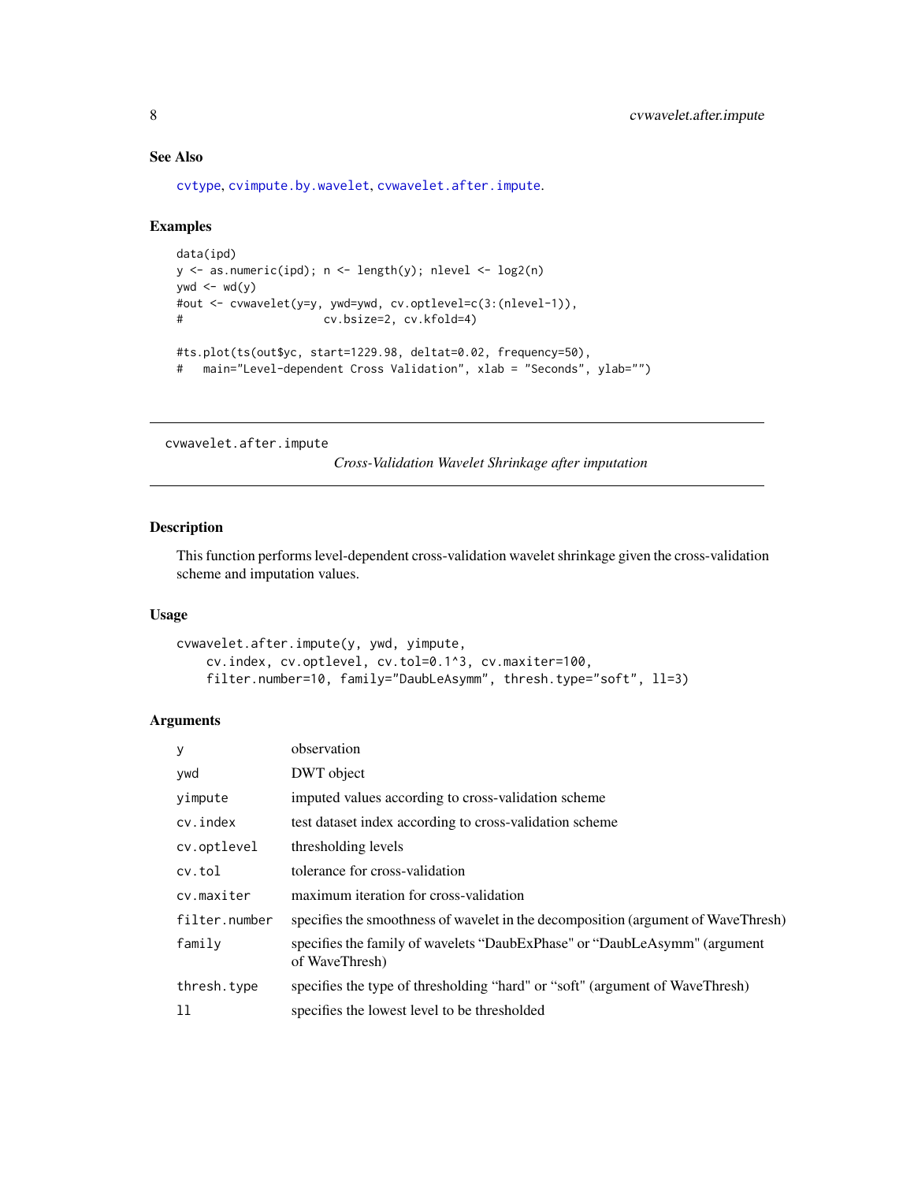### See Also

cvtype, cvimpute.by.wavelet, cvwavelet.after.impute.

### Examples

```
data(ipd)
y <- as.numeric(ipd); n <- length(y); nlevel <- log2(n)
ywd <- wd(y)
#out <- cvwavelet(y=y, ywd=ywd, cv.optlevel=c(3:(nlevel-1)),
#                   cv.bsize=2, cv.kfold=4)

#ts.plot(ts(out$yc, start=1229.98, deltat=0.02, frequency=50),
#   main="Level-dependent Cross Validation", xlab = "Seconds", ylab="")
```

---

## cvwavelet.after.impute

*Cross-Validation Wavelet Shrinkage after imputation*

---

### Description

This function performs level-dependent cross-validation wavelet shrinkage given the cross-validation scheme and imputation values.

### Usage

```
cvwavelet.after.impute(y, ywd, yimpute,
    cv.index, cv.optlevel, cv.tol=0.1^3, cv.maxiter=100,
    filter.number=10, family="DaubLeAsymm", thresh.type="soft", ll=3)
```

### Arguments

| | |
|---|---|
| y | observation |
| ywd | DWT object |
| yimpute | imputed values according to cross-validation scheme |
| cv.index | test dataset index according to cross-validation scheme |
| cv.optlevel | thresholding levels |
| cv.tol | tolerance for cross-validation |
| cv.maxiter | maximum iteration for cross-validation |
| filter.number | specifies the smoothness of wavelet in the decomposition (argument of WaveThresh) |
| family | specifies the family of wavelets "DaubExPhase" or "DaubLeAsymm" (argument of WaveThresh) |
| thresh.type | specifies the type of thresholding "hard" or "soft" (argument of WaveThresh) |
| ll | specifies the lowest level to be thresholded |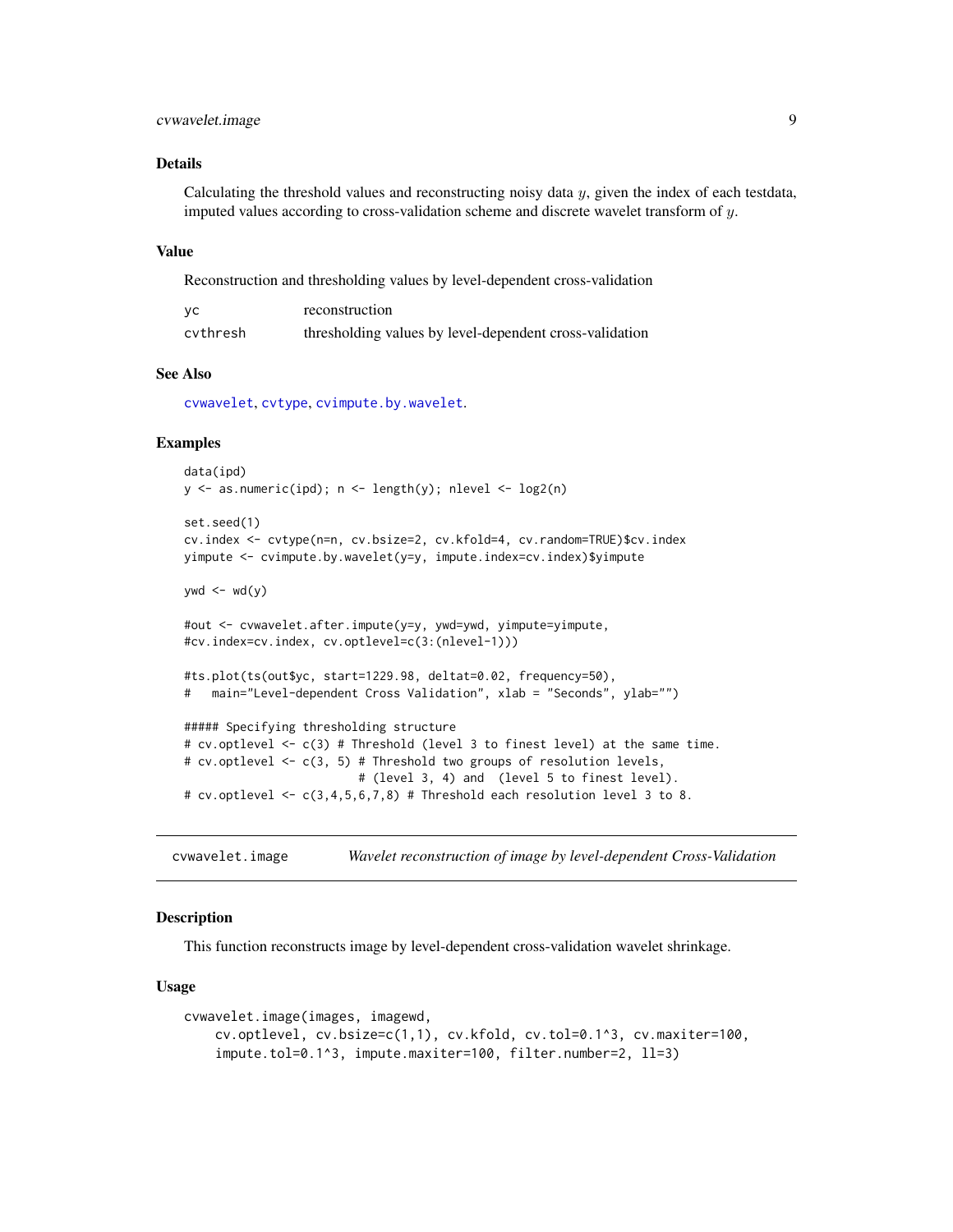### Details

Calculating the threshold values and reconstructing noisy data $y$, given the index of each testdata, imputed values according to cross-validation scheme and discrete wavelet transform of $y$.

### Value

Reconstruction and thresholding values by level-dependent cross-validation

| | |
|---|---|
| yc | reconstruction |
| cvthresh | thresholding values by level-dependent cross-validation |

### See Also

cvwavelet, cvtype, cvimpute.by.wavelet.

### Examples

```
data(ipd)
y <- as.numeric(ipd); n <- length(y); nlevel <- log2(n)

set.seed(1)
cv.index <- cvtype(n=n, cv.bsize=2, cv.kfold=4, cv.random=TRUE)$cv.index
yimpute <- cvimpute.by.wavelet(y=y, impute.index=cv.index)$yimpute

ywd <- wd(y)

#out <- cvwavelet.after.impute(y=y, ywd=ywd, yimpute=yimpute,
#cv.index=cv.index, cv.optlevel=c(3:(nlevel-1)))

#ts.plot(ts(out$yc, start=1229.98, deltat=0.02, frequency=50),
#   main="Level-dependent Cross Validation", xlab = "Seconds", ylab="")

##### Specifying thresholding structure
# cv.optlevel <- c(3) # Threshold (level 3 to finest level) at the same time.
# cv.optlevel <- c(3, 5) # Threshold two groups of resolution levels,
                         # (level 3, 4) and  (level 5 to finest level).
# cv.optlevel <- c(3,4,5,6,7,8) # Threshold each resolution level 3 to 8.
```

---

## cvwavelet.image — *Wavelet reconstruction of image by level-dependent Cross-Validation*

### Description

This function reconstructs image by level-dependent cross-validation wavelet shrinkage.

### Usage

```
cvwavelet.image(images, imagewd,
    cv.optlevel, cv.bsize=c(1,1), cv.kfold, cv.tol=0.1^3, cv.maxiter=100,
    impute.tol=0.1^3, impute.maxiter=100, filter.number=2, ll=3)
```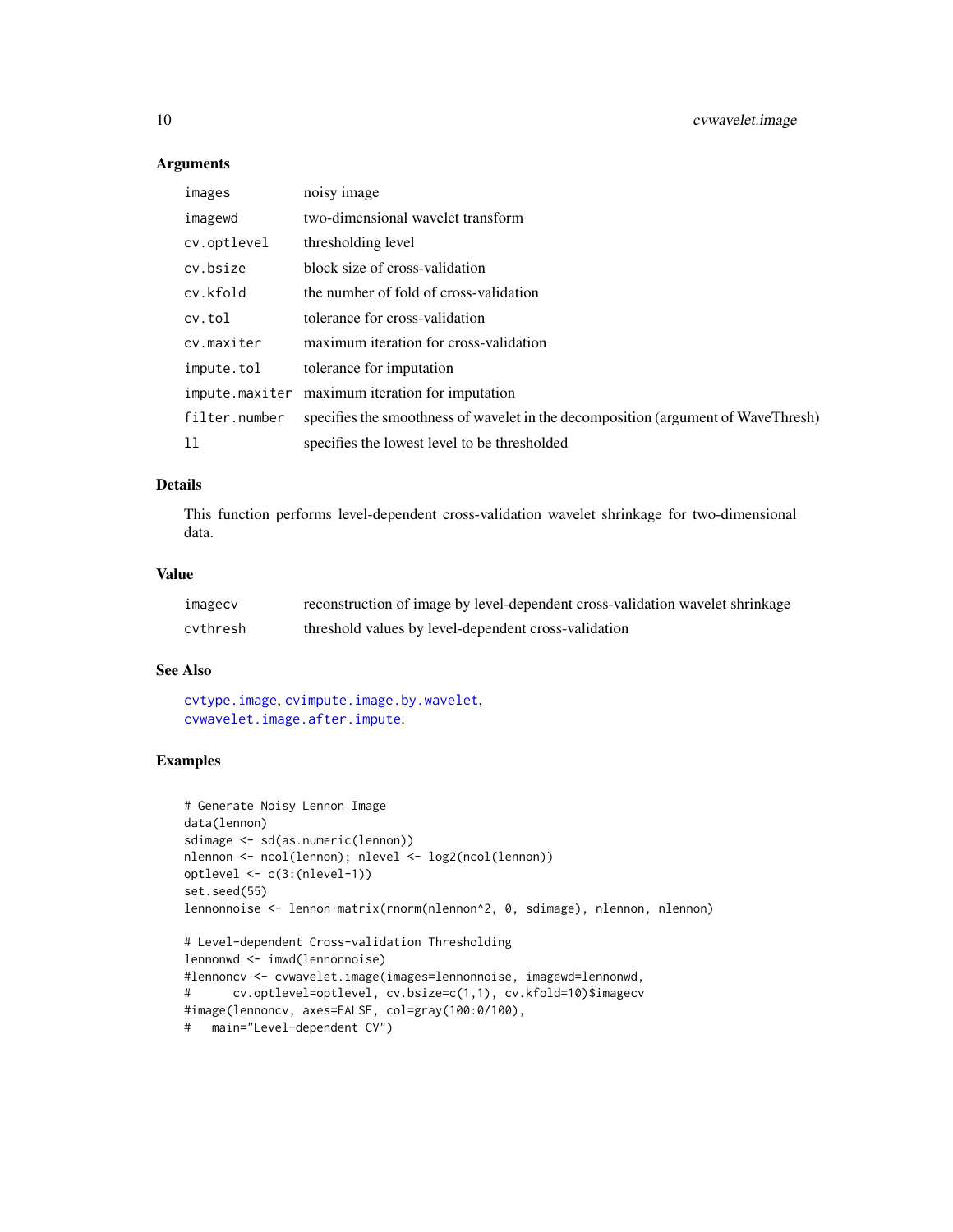### Arguments

| | |
|---|---|
| images | noisy image |
| imagewd | two-dimensional wavelet transform |
| cv.optlevel | thresholding level |
| cv.bsize | block size of cross-validation |
| cv.kfold | the number of fold of cross-validation |
| cv.tol | tolerance for cross-validation |
| cv.maxiter | maximum iteration for cross-validation |
| impute.tol | tolerance for imputation |
| impute.maxiter | maximum iteration for imputation |
| filter.number | specifies the smoothness of wavelet in the decomposition (argument of WaveThresh) |
| ll | specifies the lowest level to be thresholded |

### Details

This function performs level-dependent cross-validation wavelet shrinkage for two-dimensional data.

### Value

| | |
|---|---|
| imagecv | reconstruction of image by level-dependent cross-validation wavelet shrinkage |
| cvthresh | threshold values by level-dependent cross-validation |

### See Also

cvtype.image, cvimpute.image.by.wavelet, cvwavelet.image.after.impute.

### Examples

```
# Generate Noisy Lennon Image
data(lennon)
sdimage <- sd(as.numeric(lennon))
nlennon <- ncol(lennon); nlevel <- log2(ncol(lennon))
optlevel <- c(3:(nlevel-1))
set.seed(55)
lennonnoise <- lennon+matrix(rnorm(nlennon^2, 0, sdimage), nlennon, nlennon)

# Level-dependent Cross-validation Thresholding
lennonwd <- imwd(lennonnoise)
#lennoncv <- cvwavelet.image(images=lennonnoise, imagewd=lennonwd,
#      cv.optlevel=optlevel, cv.bsize=c(1,1), cv.kfold=10)$imagecv
#image(lennoncv, axes=FALSE, col=gray(100:0/100),
#   main="Level-dependent CV")
```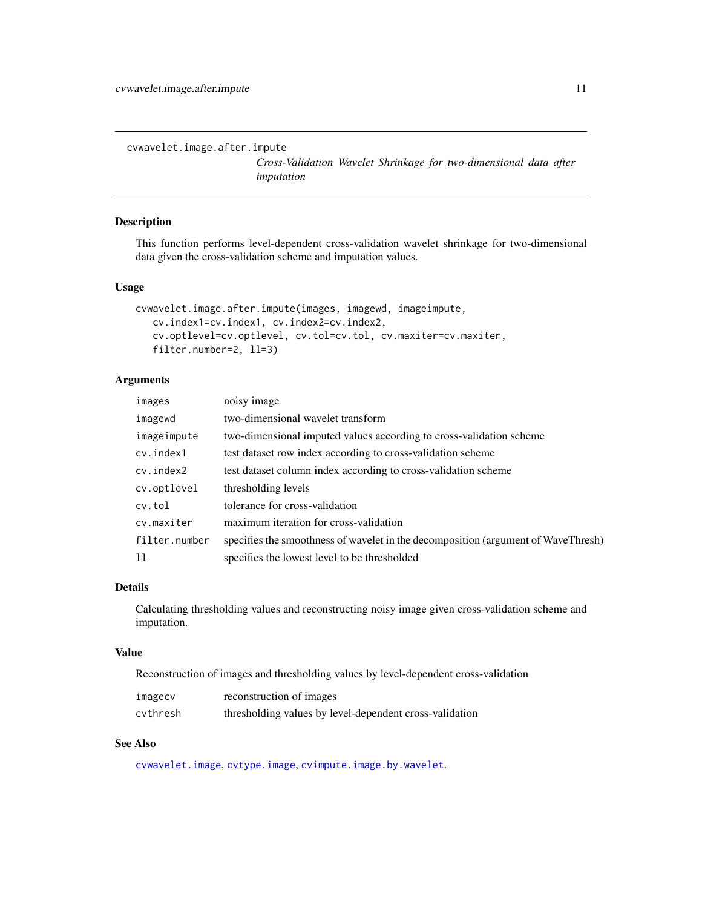`cvwavelet.image.after.impute`

*Cross-Validation Wavelet Shrinkage for two-dimensional data after imputation*

## Description

This function performs level-dependent cross-validation wavelet shrinkage for two-dimensional data given the cross-validation scheme and imputation values.

## Usage

```
cvwavelet.image.after.impute(images, imagewd, imageimpute,
   cv.index1=cv.index1, cv.index2=cv.index2,
   cv.optlevel=cv.optlevel, cv.tol=cv.tol, cv.maxiter=cv.maxiter,
   filter.number=2, ll=3)
```

## Arguments

| | |
|---|---|
| `images` | noisy image |
| `imagewd` | two-dimensional wavelet transform |
| `imageimpute` | two-dimensional imputed values according to cross-validation scheme |
| `cv.index1` | test dataset row index according to cross-validation scheme |
| `cv.index2` | test dataset column index according to cross-validation scheme |
| `cv.optlevel` | thresholding levels |
| `cv.tol` | tolerance for cross-validation |
| `cv.maxiter` | maximum iteration for cross-validation |
| `filter.number` | specifies the smoothness of wavelet in the decomposition (argument of WaveThresh) |
| `ll` | specifies the lowest level to be thresholded |

## Details

Calculating thresholding values and reconstructing noisy image given cross-validation scheme and imputation.

## Value

Reconstruction of images and thresholding values by level-dependent cross-validation

| | |
|---|---|
| `imagecv` | reconstruction of images |
| `cvthresh` | thresholding values by level-dependent cross-validation |

## See Also

`cvwavelet.image`, `cvtype.image`, `cvimpute.image.by.wavelet`.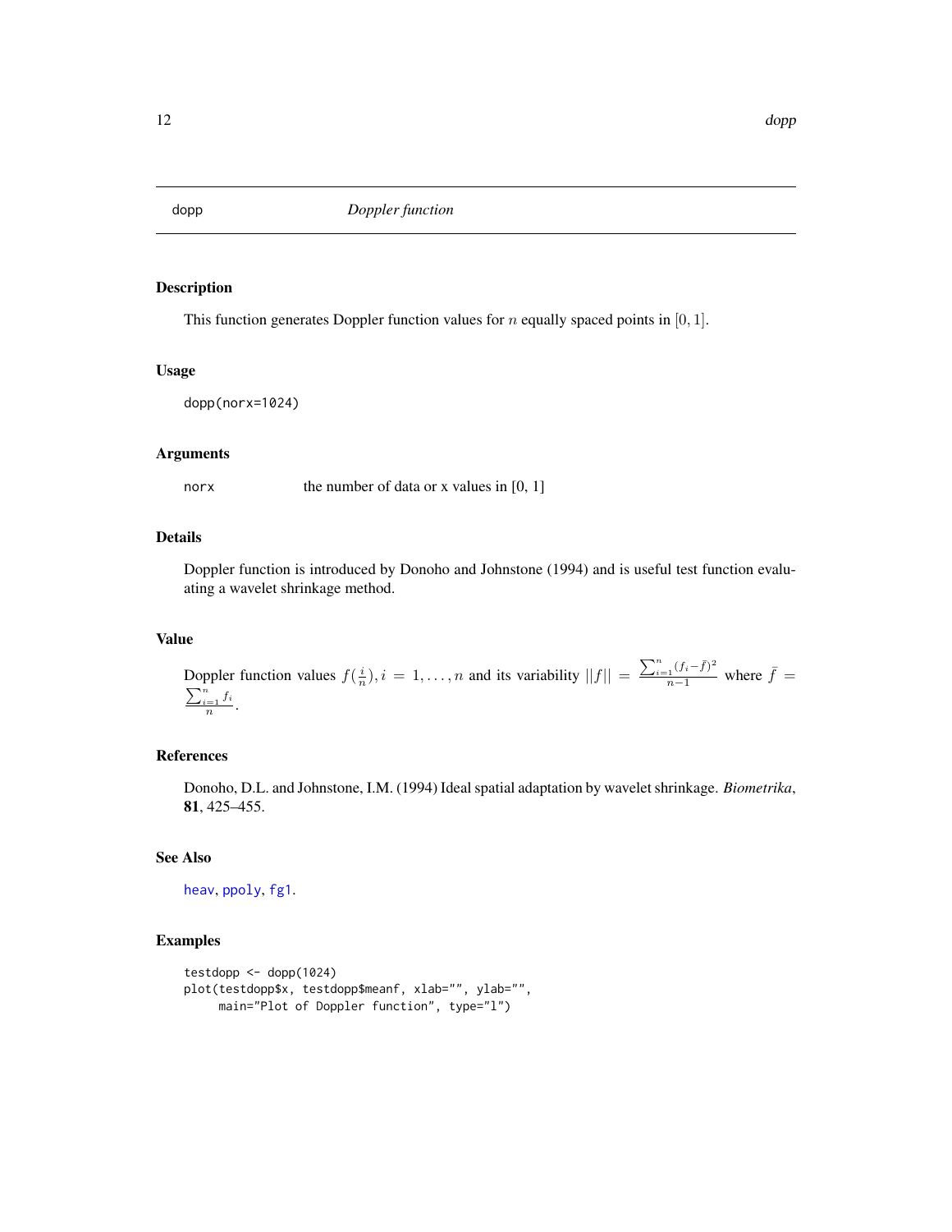# dopp    *Doppler function*

## Description

This function generates Doppler function values for $n$ equally spaced points in $[0, 1]$.

## Usage

```
dopp(norx=1024)
```

## Arguments

| | |
|---|---|
| norx | the number of data or x values in [0, 1] |

## Details

Doppler function is introduced by Donoho and Johnstone (1994) and is useful test function evaluating a wavelet shrinkage method.

## Value

Doppler function values $f(\frac{i}{n}), i = 1, \ldots, n$ and its variability $||f|| = \frac{\sum_{i=1}^{n}(f_i - \bar{f})^2}{n-1}$ where $\bar{f} = \frac{\sum_{i=1}^{n} f_i}{n}$.

## References

Donoho, D.L. and Johnstone, I.M. (1994) Ideal spatial adaptation by wavelet shrinkage. *Biometrika*, **81**, 425–455.

## See Also

heav, ppoly, fg1.

## Examples

```
testdopp <- dopp(1024)
plot(testdopp$x, testdopp$meanf, xlab="", ylab="",
     main="Plot of Doppler function", type="l")
```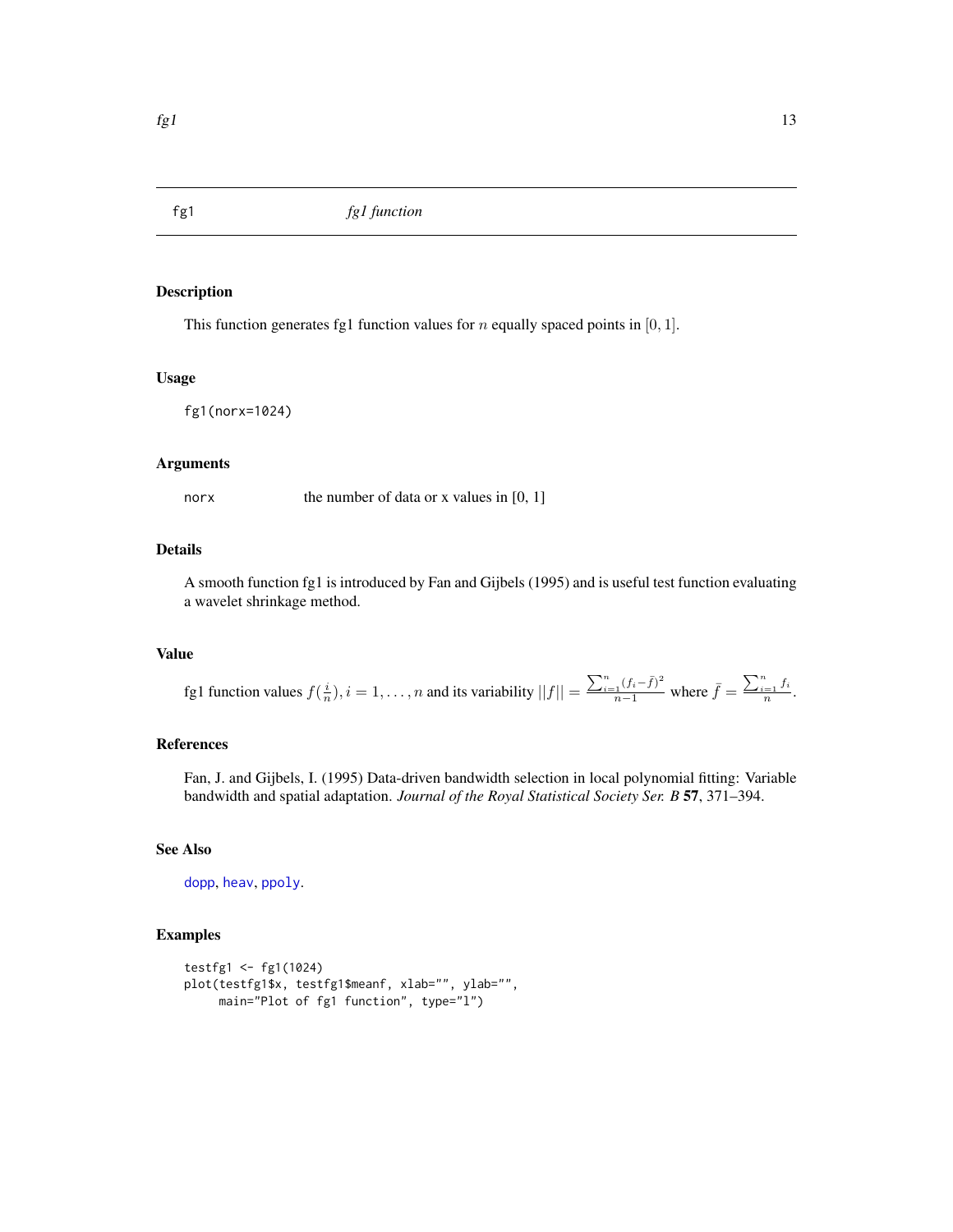# fg1 — *fg1 function*

## Description

This function generates fg1 function values for $n$ equally spaced points in $[0, 1]$.

## Usage

```
fg1(norx=1024)
```

## Arguments

norx — the number of data or x values in [0, 1]

## Details

A smooth function fg1 is introduced by Fan and Gijbels (1995) and is useful test function evaluating a wavelet shrinkage method.

## Value

fg1 function values $f(\frac{i}{n}), i = 1, \ldots, n$ and its variability $||f|| = \frac{\sum_{i=1}^{n}(f_i - \bar{f})^2}{n-1}$ where $\bar{f} = \frac{\sum_{i=1}^{n} f_i}{n}$.

## References

Fan, J. and Gijbels, I. (1995) Data-driven bandwidth selection in local polynomial fitting: Variable bandwidth and spatial adaptation. *Journal of the Royal Statistical Society Ser. B* **57**, 371–394.

## See Also

dopp, heav, ppoly.

## Examples

```
testfg1 <- fg1(1024)
plot(testfg1$x, testfg1$meanf, xlab="", ylab="",
     main="Plot of fg1 function", type="l")
```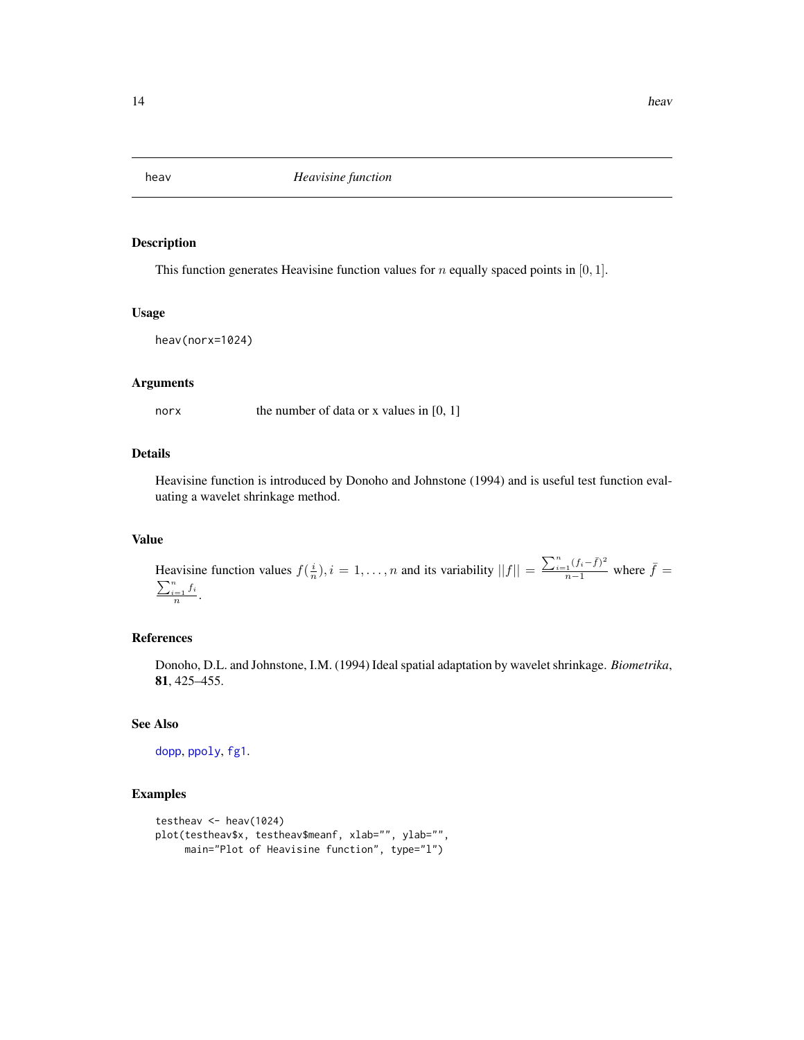# heav — *Heavisine function*

## Description

This function generates Heavisine function values for $n$ equally spaced points in $[0, 1]$.

## Usage

```
heav(norx=1024)
```

## Arguments

| | |
|---|---|
| norx | the number of data or x values in [0, 1] |

## Details

Heavisine function is introduced by Donoho and Johnstone (1994) and is useful test function evaluating a wavelet shrinkage method.

## Value

Heavisine function values $f(\frac{i}{n}), i = 1, \ldots, n$ and its variability $||f|| = \frac{\sum_{i=1}^{n}(f_i - \bar{f})^2}{n-1}$ where $\bar{f} = \frac{\sum_{i=1}^{n} f_i}{n}$.

## References

Donoho, D.L. and Johnstone, I.M. (1994) Ideal spatial adaptation by wavelet shrinkage. *Biometrika*, **81**, 425–455.

## See Also

dopp, ppoly, fg1.

## Examples

```
testheav <- heav(1024)
plot(testheav$x, testheav$meanf, xlab="", ylab="",
     main="Plot of Heavisine function", type="l")
```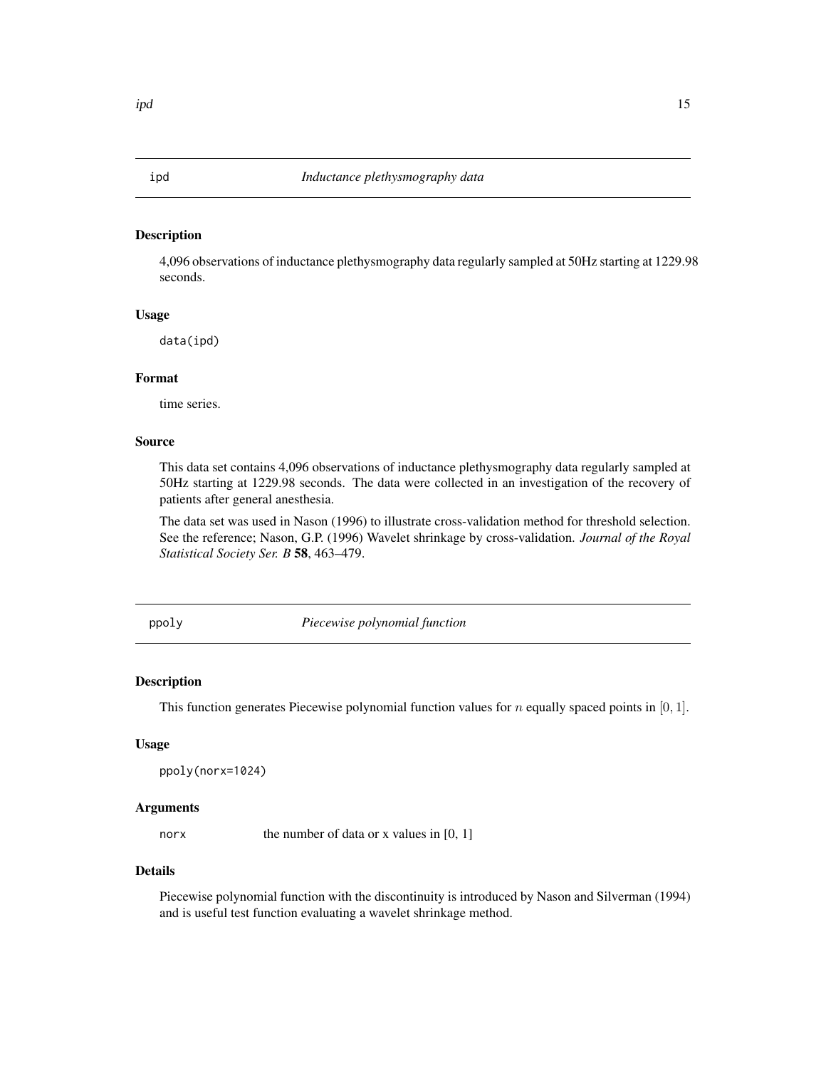## ipd *Inductance plethysmography data*

### Description

4,096 observations of inductance plethysmography data regularly sampled at 50Hz starting at 1229.98 seconds.

### Usage

```
data(ipd)
```

### Format

time series.

### Source

This data set contains 4,096 observations of inductance plethysmography data regularly sampled at 50Hz starting at 1229.98 seconds. The data were collected in an investigation of the recovery of patients after general anesthesia.

The data set was used in Nason (1996) to illustrate cross-validation method for threshold selection. See the reference; Nason, G.P. (1996) Wavelet shrinkage by cross-validation. *Journal of the Royal Statistical Society Ser. B* **58**, 463–479.

## ppoly *Piecewise polynomial function*

### Description

This function generates Piecewise polynomial function values for $n$ equally spaced points in $[0, 1]$.

### Usage

```
ppoly(norx=1024)
```

### Arguments

| | |
|---|---|
| norx | the number of data or x values in [0, 1] |

### Details

Piecewise polynomial function with the discontinuity is introduced by Nason and Silverman (1994) and is useful test function evaluating a wavelet shrinkage method.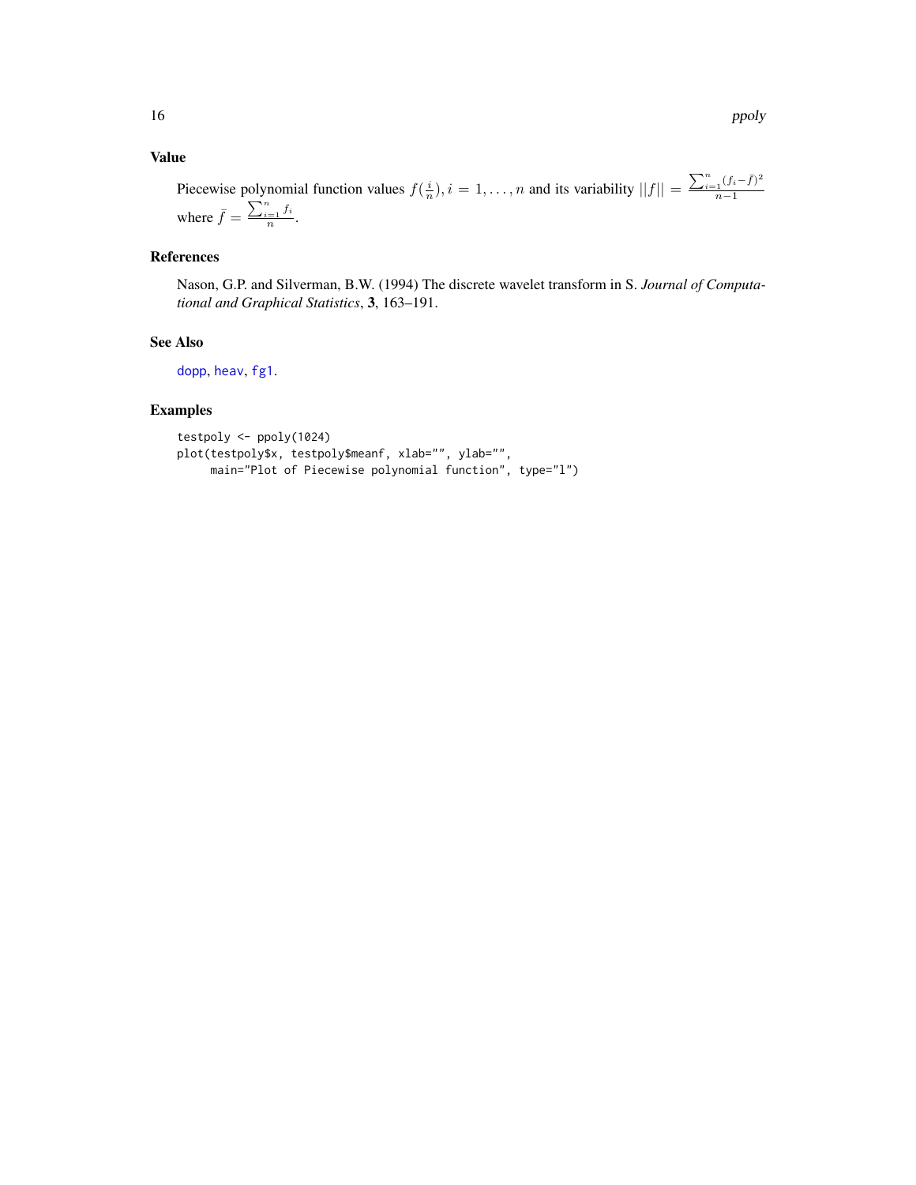### Value

Piecewise polynomial function values $f(\frac{i}{n}), i = 1, \ldots, n$ and its variability $||f|| = \frac{\sum_{i=1}^{n}(f_i - \bar{f})^2}{n-1}$ where $\bar{f} = \frac{\sum_{i=1}^{n} f_i}{n}$.

### References

Nason, G.P. and Silverman, B.W. (1994) The discrete wavelet transform in S. *Journal of Computational and Graphical Statistics*, **3**, 163–191.

### See Also

dopp, heav, fg1.

### Examples

```
testpoly <- ppoly(1024)
plot(testpoly$x, testpoly$meanf, xlab="", ylab="",
     main="Plot of Piecewise polynomial function", type="l")
```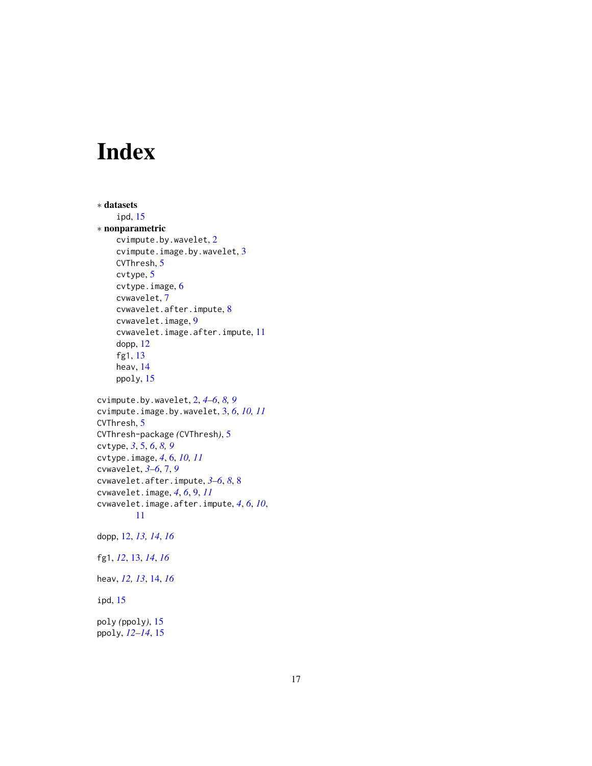# Index

* **datasets**
    - ipd, 15
* **nonparametric**
    - cvimpute.by.wavelet, 2
    - cvimpute.image.by.wavelet, 3
    - CVThresh, 5
    - cvtype, 5
    - cvtype.image, 6
    - cvwavelet, 7
    - cvwavelet.after.impute, 8
    - cvwavelet.image, 9
    - cvwavelet.image.after.impute, 11
    - dopp, 12
    - fg1, 13
    - heav, 14
    - ppoly, 15

cvimpute.by.wavelet, 2, *4–6*, *8, 9*
cvimpute.image.by.wavelet, 3, *6*, *10, 11*
CVThresh, 5
CVThresh-package *(*CVThresh*)*, 5
cvtype, *3*, 5, *6*, *8, 9*
cvtype.image, *4*, 6, *10, 11*
cvwavelet, *3–6*, 7, *9*
cvwavelet.after.impute, *3–6*, *8*, 8
cvwavelet.image, *4*, *6*, 9, *11*
cvwavelet.image.after.impute, *4*, *6*, *10*, 11

dopp, 12, *13, 14*, *16*

fg1, *12*, 13, *14*, *16*

heav, *12, 13*, 14, *16*

ipd, 15

poly *(*ppoly*)*, 15
ppoly, *12–14*, 15